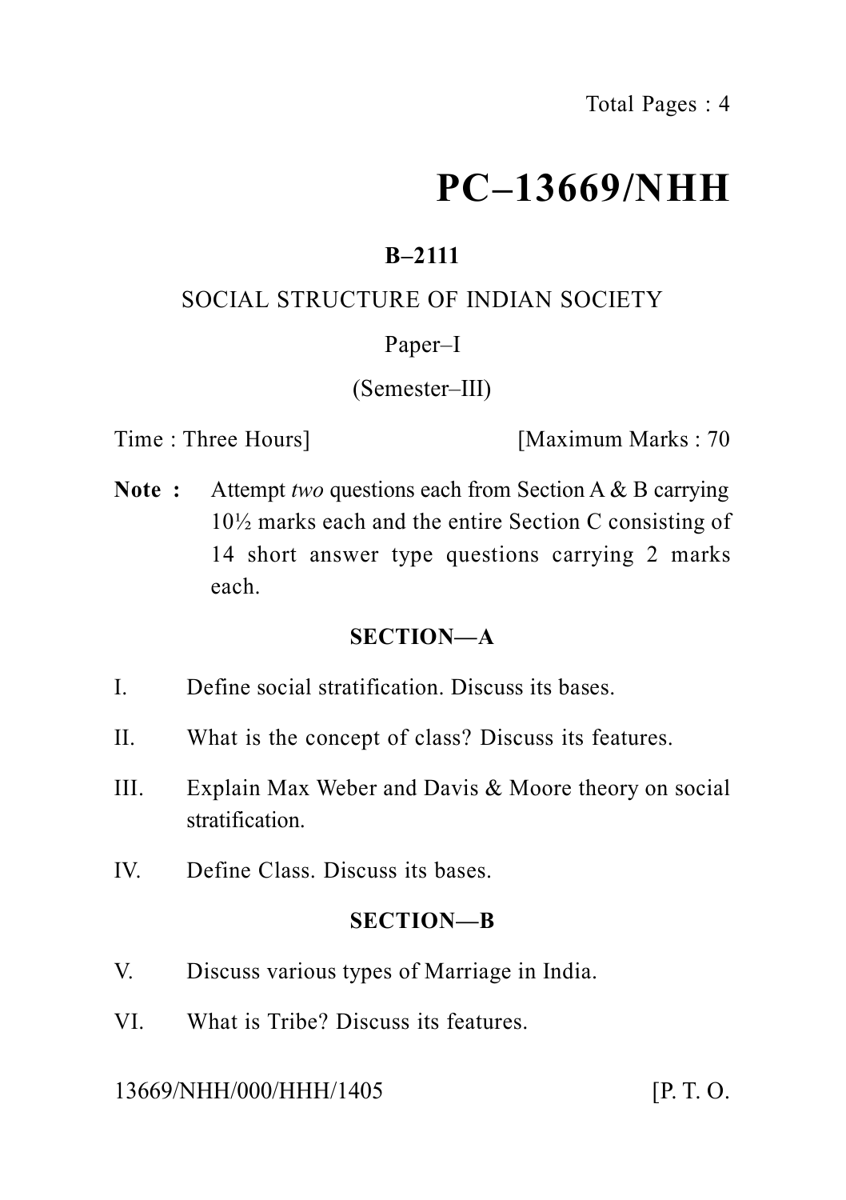Total Pages : 4

# PC–13669/NHH

**B–2111**

SOCIAL STRUCTURE OF INDIAN SOCIETY

Paper–I

(Semester–III)

Time : Three Hours] [Maximum Marks : 70

**Note :** Attempt *two* questions each from Section A & B carrying 10½ marks each and the entire Section C consisting of 14 short answer type questions carrying 2 marks each.

## SECTION—A

I. Define social stratification. Discuss its bases.

II. What is the concept of class? Discuss its features.

III. Explain Max Weber and Davis & Moore theory on social stratification.

IV. Define Class. Discuss its bases.

## SECTION—B

V. Discuss various types of Marriage in India.

VI. What is Tribe? Discuss its features.

13669/NHH/000/HHH/1405 [P. T. O.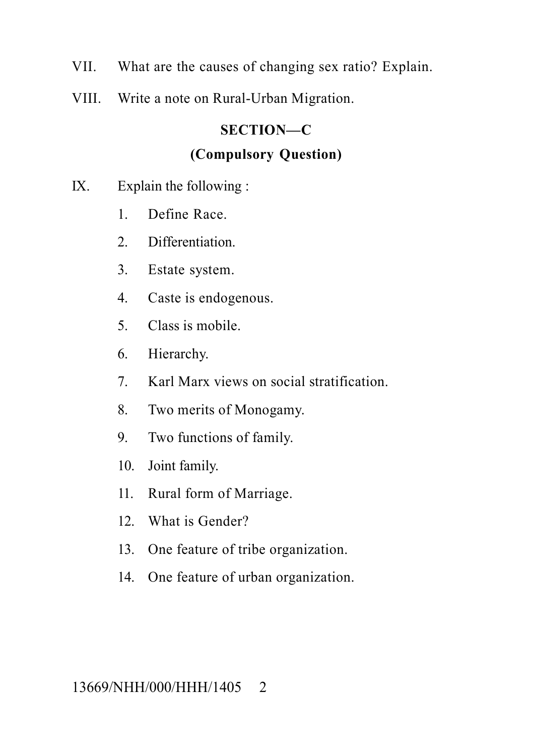VII. What are the causes of changing sex ratio? Explain.

VIII. Write a note on Rural-Urban Migration.

## SECTION—C

### (Compulsory Question)

IX. Explain the following :

1. Define Race.
2. Differentiation.
3. Estate system.
4. Caste is endogenous.
5. Class is mobile.
6. Hierarchy.
7. Karl Marx views on social stratification.
8. Two merits of Monogamy.
9. Two functions of family.
10. Joint family.
11. Rural form of Marriage.
12. What is Gender?
13. One feature of tribe organization.
14. One feature of urban organization.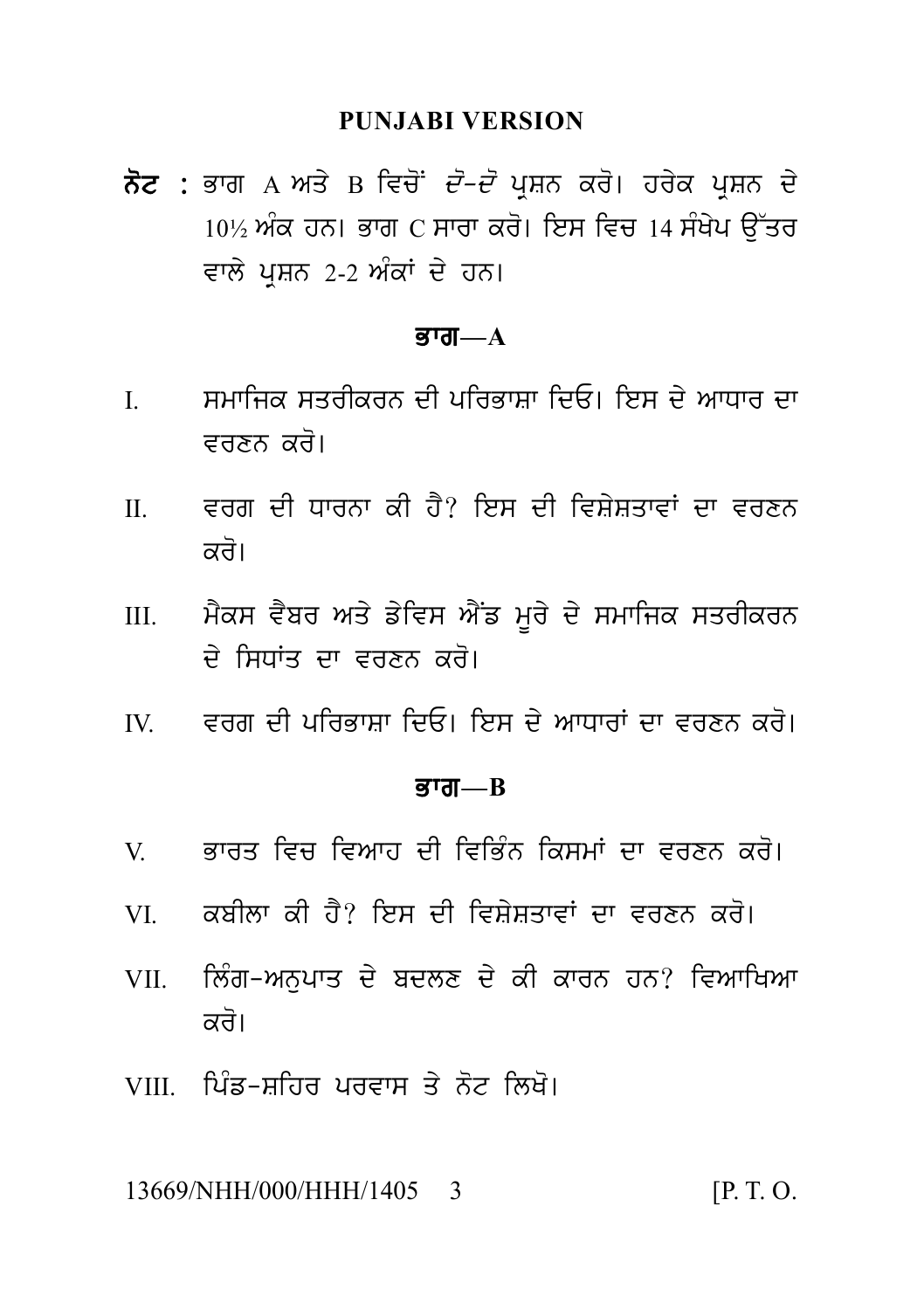## PUNJABI VERSION

**ਨੋਟ :** ਭਾਗ A ਅਤੇ B ਵਿਚੋਂ *ਦੋ-ਦੋ* ਪ੍ਰਸ਼ਨ ਕਰੋ। ਹਰੇਕ ਪ੍ਰਸ਼ਨ ਦੇ 10½ ਅੰਕ ਹਨ। ਭਾਗ C ਸਾਰਾ ਕਰੋ। ਇਸ ਵਿਚ 14 ਸੰਖੇਪ ਉੱਤਰ ਵਾਲੇ ਪ੍ਰਸ਼ਨ 2-2 ਅੰਕਾਂ ਦੇ ਹਨ।

### ਭਾਗ—A

I. ਸਮਾਜਿਕ ਸਤਰੀਕਰਨ ਦੀ ਪਰਿਭਾਸ਼ਾ ਦਿਓ। ਇਸ ਦੇ ਆਧਾਰ ਦਾ ਵਰਣਨ ਕਰੋ।

II. ਵਰਗ ਦੀ ਧਾਰਨਾ ਕੀ ਹੈ? ਇਸ ਦੀ ਵਿਸ਼ੇਸ਼ਤਾਵਾਂ ਦਾ ਵਰਣਨ ਕਰੋ।

III. ਮੈਕਸ ਵੈਬਰ ਅਤੇ ਡੇਵਿਸ ਐਂਡ ਮੂਰੇ ਦੇ ਸਮਾਜਿਕ ਸਤਰੀਕਰਨ ਦੇ ਸਿਧਾਂਤ ਦਾ ਵਰਣਨ ਕਰੋ।

IV. ਵਰਗ ਦੀ ਪਰਿਭਾਸ਼ਾ ਦਿਓ। ਇਸ ਦੇ ਆਧਾਰਾਂ ਦਾ ਵਰਣਨ ਕਰੋ।

### ਭਾਗ—B

V. ਭਾਰਤ ਵਿਚ ਵਿਆਹ ਦੀ ਵਿਭਿੰਨ ਕਿਸਮਾਂ ਦਾ ਵਰਣਨ ਕਰੋ।

VI. ਕਬੀਲਾ ਕੀ ਹੈ? ਇਸ ਦੀ ਵਿਸ਼ੇਸ਼ਤਾਵਾਂ ਦਾ ਵਰਣਨ ਕਰੋ।

VII. ਲਿੰਗ-ਅਨੁਪਾਤ ਦੇ ਬਦਲਣ ਦੇ ਕੀ ਕਾਰਨ ਹਨ? ਵਿਆਖਿਆ ਕਰੋ।

VIII. ਪਿੰਡ-ਸ਼ਹਿਰ ਪਰਵਾਸ ਤੇ ਨੋਟ ਲਿਖੋ।

13669/NHH/000/HHH/1405 [P. T. O.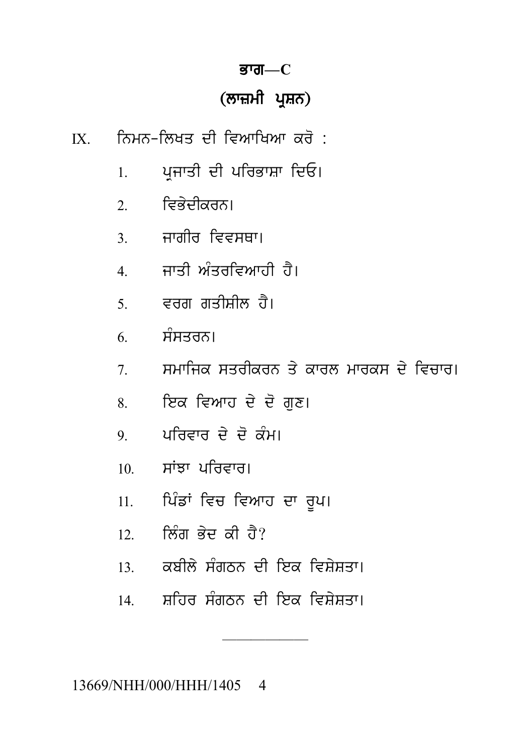## ਭਾਗ—C

### (ਲਾਜ਼ਮੀ ਪ੍ਰਸ਼ਨ)

IX. ਨਿਮਨ-ਲਿਖਤ ਦੀ ਵਿਆਖਿਆ ਕਰੋ :

1. ਪ੍ਰਜਾਤੀ ਦੀ ਪਰਿਭਾਸ਼ਾ ਦਿਓ।
2. ਵਿਭੇਦੀਕਰਨ।
3. ਜਾਗੀਰ ਵਿਵਸਥਾ।
4. ਜਾਤੀ ਅੰਤਰਵਿਆਹੀ ਹੈ।
5. ਵਰਗ ਗਤੀਸ਼ੀਲ ਹੈ।
6. ਸੰਸਤਰਨ।
7. ਸਮਾਜਿਕ ਸਤਰੀਕਰਨ ਤੇ ਕਾਰਲ ਮਾਰਕਸ ਦੇ ਵਿਚਾਰ।
8. ਇਕ ਵਿਆਹ ਦੇ ਦੋ ਗੁਣ।
9. ਪਰਿਵਾਰ ਦੇ ਦੋ ਕੰਮ।
10. ਸਾਂਝਾ ਪਰਿਵਾਰ।
11. ਪਿੰਡਾਂ ਵਿਚ ਵਿਆਹ ਦਾ ਰੂਪ।
12. ਲਿੰਗ ਭੇਦ ਕੀ ਹੈ?
13. ਕਬੀਲੇ ਸੰਗਠਨ ਦੀ ਇਕ ਵਿਸ਼ੇਸ਼ਤਾ।
14. ਸ਼ਹਿਰ ਸੰਗਠਨ ਦੀ ਇਕ ਵਿਸ਼ੇਸ਼ਤਾ।

---

13669/NHH/000/HHH/1405